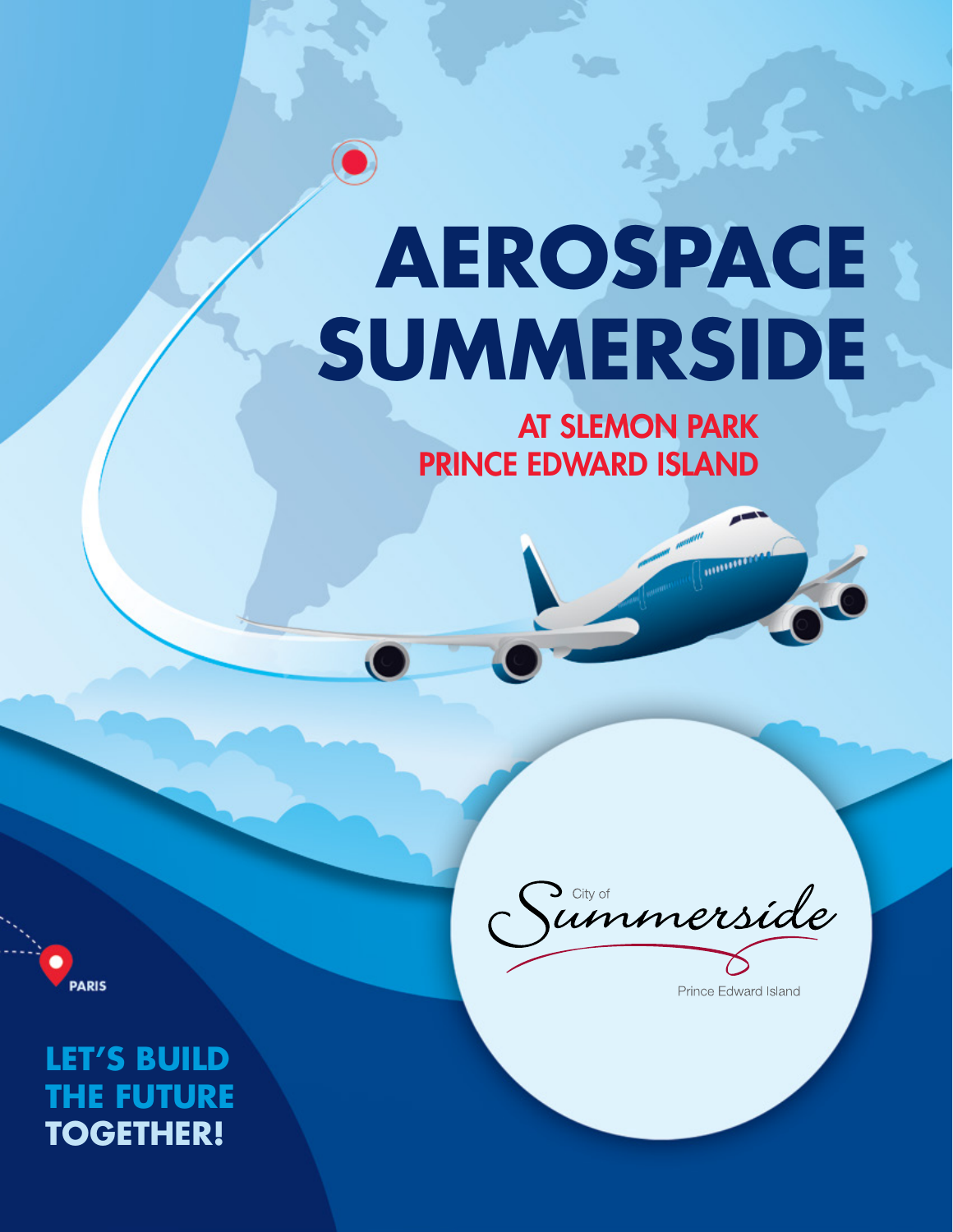# AEROSPACE SUMMERSIDE

## AT SLEMON PARK PRINCE EDWARD ISLAND

City of Summerside

Prince Edward Island

PARIS

**LET'S BUILD THE FUTURE TOGETHER!**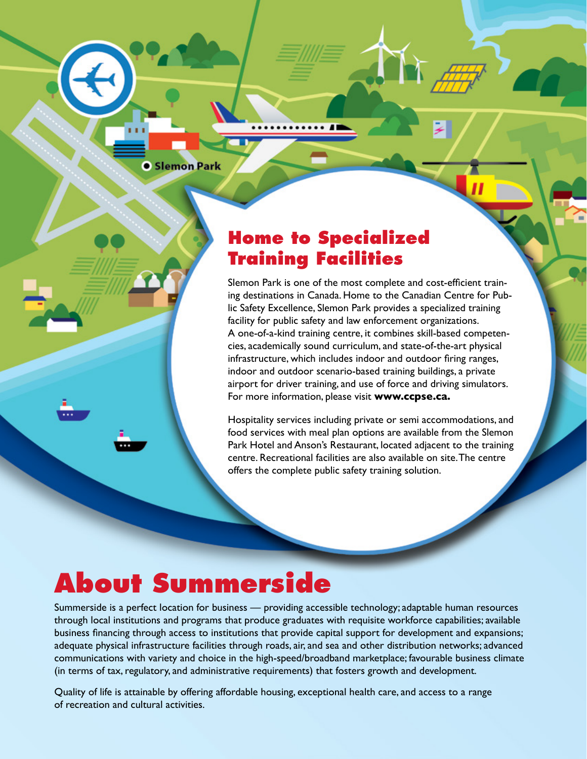## Home to Specialized Training Facilities

Slemon Park is one of the most complete and cost-efficient training destinations in Canada. Home to the Canadian Centre for Public Safety Excellence, Slemon Park provides a specialized training facility for public safety and law enforcement organizations. A one-of-a-kind training centre, it combines skill-based competencies, academically sound curriculum, and state-of-the-art physical infrastructure, which includes indoor and outdoor firing ranges, indoor and outdoor scenario-based training buildings, a private airport for driver training, and use of force and driving simulators. For more information, please visit **www.ccpse.ca.**

Hospitality services including private or semi accommodations, and food services with meal plan options are available from the Slemon Park Hotel and Anson's Restaurant, located adjacent to the training centre. Recreational facilities are also available on site. The centre offers the complete public safety training solution.

# About Summerside

Summerside is a perfect location for business — providing accessible technology; adaptable human resources through local institutions and programs that produce graduates with requisite workforce capabilities; available business financing through access to institutions that provide capital support for development and expansions; adequate physical infrastructure facilities through roads, air, and sea and other distribution networks; advanced communications with variety and choice in the high-speed/broadband marketplace; favourable business climate (in terms of tax, regulatory, and administrative requirements) that fosters growth and development.

Quality of life is attainable by offering affordable housing, exceptional health care, and access to a range of recreation and cultural activities.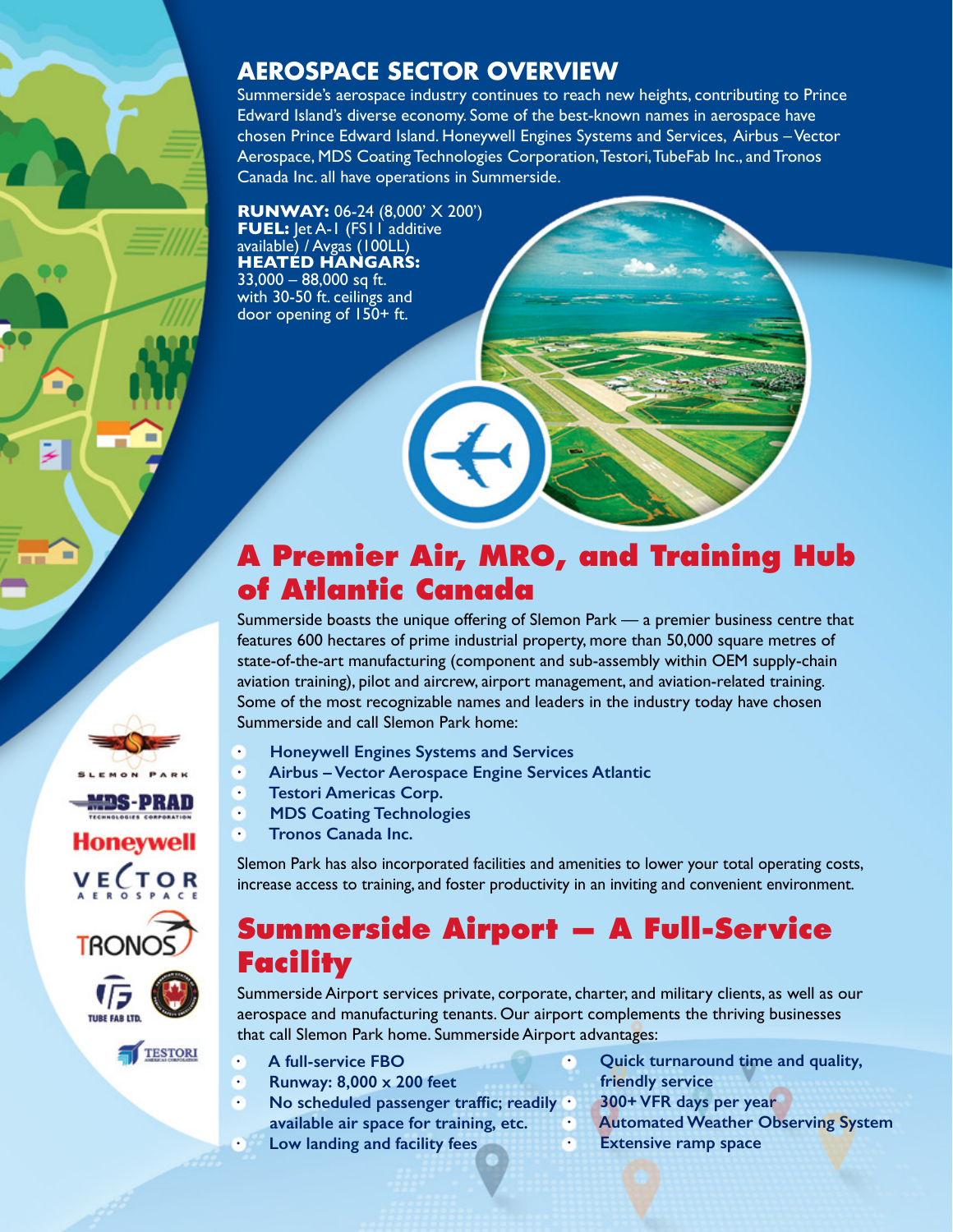## AEROSPACE SECTOR OVERVIEW

Summerside's aerospace industry continues to reach new heights, contributing to Prince Edward Island's diverse economy. Some of the best-known names in aerospace have chosen Prince Edward Island. Honeywell Engines Systems and Services, Airbus – Vector Aerospace, MDS Coating Technologies Corporation, Testori, TubeFab Inc., and Tronos Canada Inc. all have operations in Summerside.

**RUNWAY:** 06-24 (8,000' X 200')
**FUEL:** Jet A-1 (FS11 additive available) / Avgas (100LL)
**HEATED HANGARS:** 33,000 – 88,000 sq ft. with 30-50 ft. ceilings and door opening of 150+ ft.

# A Premier Air, MRO, and Training Hub of Atlantic Canada

Summerside boasts the unique offering of Slemon Park — a premier business centre that features 600 hectares of prime industrial property, more than 50,000 square metres of state-of-the-art manufacturing (component and sub-assembly within OEM supply-chain aviation training), pilot and aircrew, airport management, and aviation-related training. Some of the most recognizable names and leaders in the industry today have chosen Summerside and call Slemon Park home:

- **Honeywell Engines Systems and Services**
- **Airbus – Vector Aerospace Engine Services Atlantic**
- **Testori Americas Corp.**
- **MDS Coating Technologies**
- **Tronos Canada Inc.**

Slemon Park has also incorporated facilities and amenities to lower your total operating costs, increase access to training, and foster productivity in an inviting and convenient environment.

# Summerside Airport – A Full-Service Facility

Summerside Airport services private, corporate, charter, and military clients, as well as our aerospace and manufacturing tenants. Our airport complements the thriving businesses that call Slemon Park home. Summerside Airport advantages:

- **A full-service FBO**
- **Runway: 8,000 x 200 feet**
- **No scheduled passenger traffic; readily available air space for training, etc.**
- **Low landing and facility fees**
- **Quick turnaround time and quality, friendly service**
- **300+ VFR days per year**
- **Automated Weather Observing System**
- **Extensive ramp space**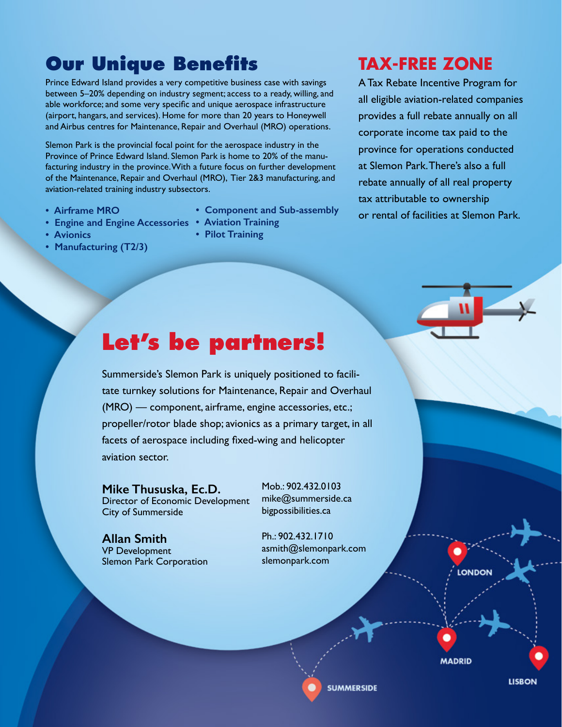## Our Unique Benefits

Prince Edward Island provides a very competitive business case with savings between 5–20% depending on industry segment; access to a ready, willing, and able workforce; and some very specific and unique aerospace infrastructure (airport, hangars, and services). Home for more than 20 years to Honeywell and Airbus centres for Maintenance, Repair and Overhaul (MRO) operations.

Slemon Park is the provincial focal point for the aerospace industry in the Province of Prince Edward Island. Slemon Park is home to 20% of the manufacturing industry in the province. With a future focus on further development of the Maintenance, Repair and Overhaul (MRO), Tier 2&3 manufacturing, and aviation-related training industry subsectors.

- **Airframe MRO**
- **Engine and Engine Accessories**
- **Avionics**
- **Manufacturing (T2/3)**
- **Component and Sub-assembly**
- **Aviation Training**
- **Pilot Training**

## TAX-FREE ZONE

A Tax Rebate Incentive Program for all eligible aviation-related companies provides a full rebate annually on all corporate income tax paid to the province for operations conducted at Slemon Park. There's also a full rebate annually of all real property tax attributable to ownership or rental of facilities at Slemon Park.

## Let's be partners!

Summerside's Slemon Park is uniquely positioned to facilitate turnkey solutions for Maintenance, Repair and Overhaul (MRO) — component, airframe, engine accessories, etc.; propeller/rotor blade shop; avionics as a primary target, in all facets of aerospace including fixed-wing and helicopter aviation sector.

**Mike Thususka, Ec.D.**
Director of Economic Development
City of Summerside

Mob.: 902.432.0103
mike@summerside.ca
bigpossibilities.ca

**Allan Smith**
VP Development
Slemon Park Corporation

Ph.: 902.432.1710
asmith@slemonpark.com
slemonpark.com

LONDON
MADRID
LISBON
SUMMERSIDE